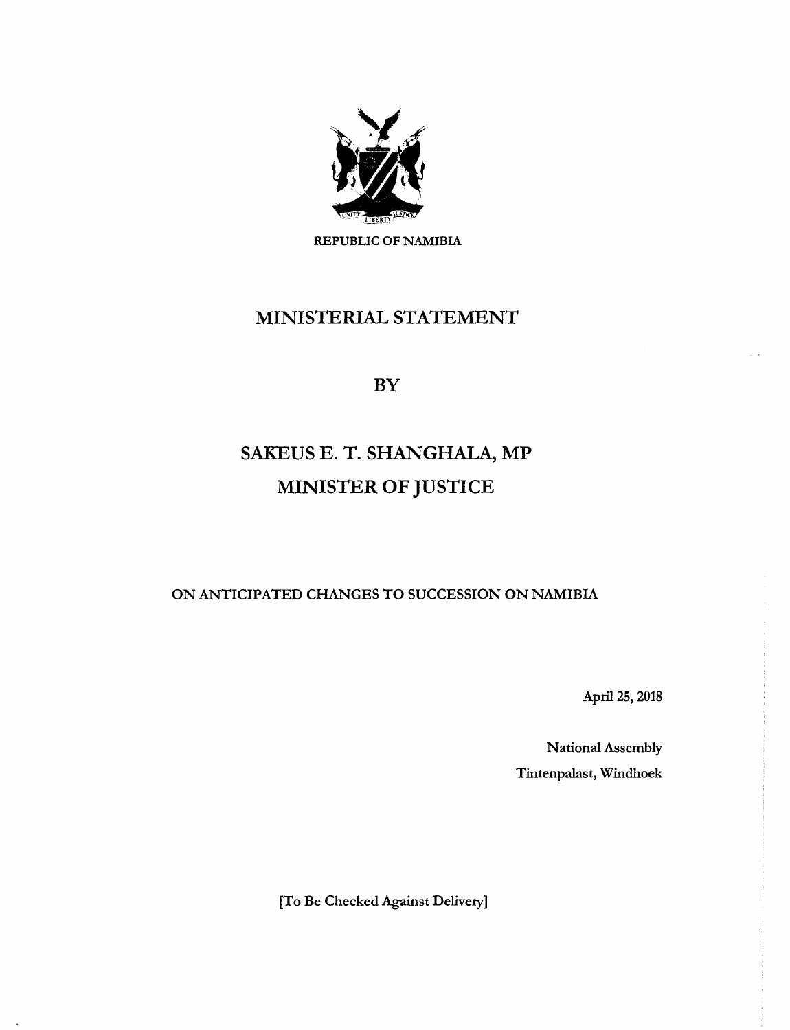REPUBLIC OF NAMIBIA

# MINISTERIAL STATEMENT

## BY

# SAKEUS E. T. SHANGHALA, MP
# MINISTER OF JUSTICE

**ON ANTICIPATED CHANGES TO SUCCESSION ON NAMIBIA**

April 25, 2018

National Assembly

Tintenpalast, Windhoek

[To Be Checked Against Delivery]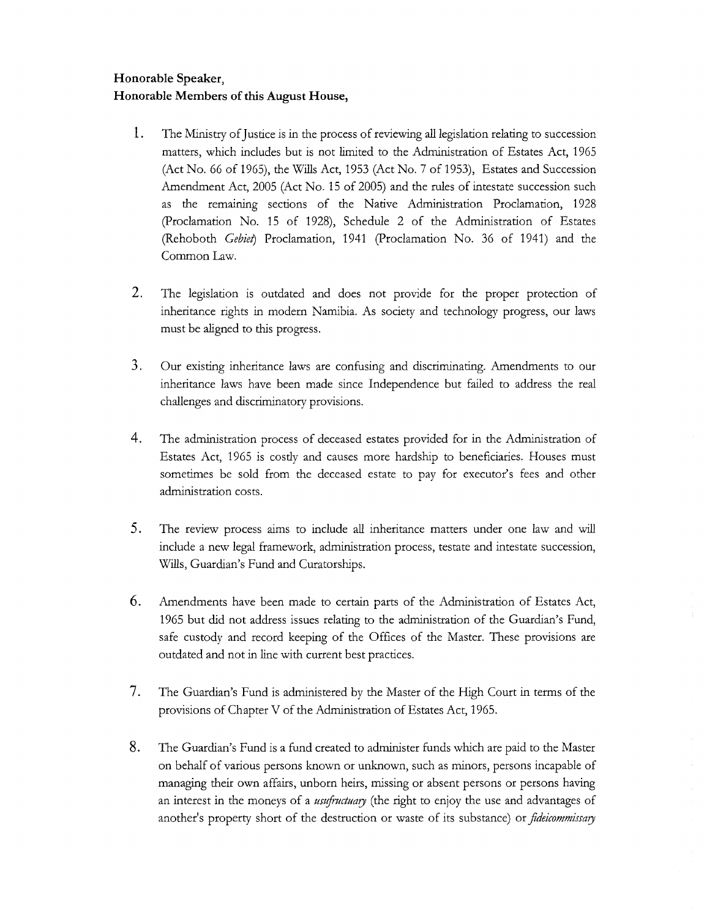**Honorable Speaker,**
**Honorable Members of this August House,**

1. The Ministry of Justice is in the process of reviewing all legislation relating to succession matters, which includes but is not limited to the Administration of Estates Act, 1965 (Act No. 66 of 1965), the Wills Act, 1953 (Act No. 7 of 1953), Estates and Succession Amendment Act, 2005 (Act No. 15 of 2005) and the rules of intestate succession such as the remaining sections of the Native Administration Proclamation, 1928 (Proclamation No. 15 of 1928), Schedule 2 of the Administration of Estates (Rehoboth *Gebiet*) Proclamation, 1941 (Proclamation No. 36 of 1941) and the Common Law.

2. The legislation is outdated and does not provide for the proper protection of inheritance rights in modern Namibia. As society and technology progress, our laws must be aligned to this progress.

3. Our existing inheritance laws are confusing and discriminating. Amendments to our inheritance laws have been made since Independence but failed to address the real challenges and discriminatory provisions.

4. The administration process of deceased estates provided for in the Administration of Estates Act, 1965 is costly and causes more hardship to beneficiaries. Houses must sometimes be sold from the deceased estate to pay for executor's fees and other administration costs.

5. The review process aims to include all inheritance matters under one law and will include a new legal framework, administration process, testate and intestate succession, Wills, Guardian's Fund and Curatorships.

6. Amendments have been made to certain parts of the Administration of Estates Act, 1965 but did not address issues relating to the administration of the Guardian's Fund, safe custody and record keeping of the Offices of the Master. These provisions are outdated and not in line with current best practices.

7. The Guardian's Fund is administered by the Master of the High Court in terms of the provisions of Chapter V of the Administration of Estates Act, 1965.

8. The Guardian's Fund is a fund created to administer funds which are paid to the Master on behalf of various persons known or unknown, such as minors, persons incapable of managing their own affairs, unborn heirs, missing or absent persons or persons having an interest in the moneys of a *usufructuary* (the right to enjoy the use and advantages of another's property short of the destruction or waste of its substance) or *fideicommissary*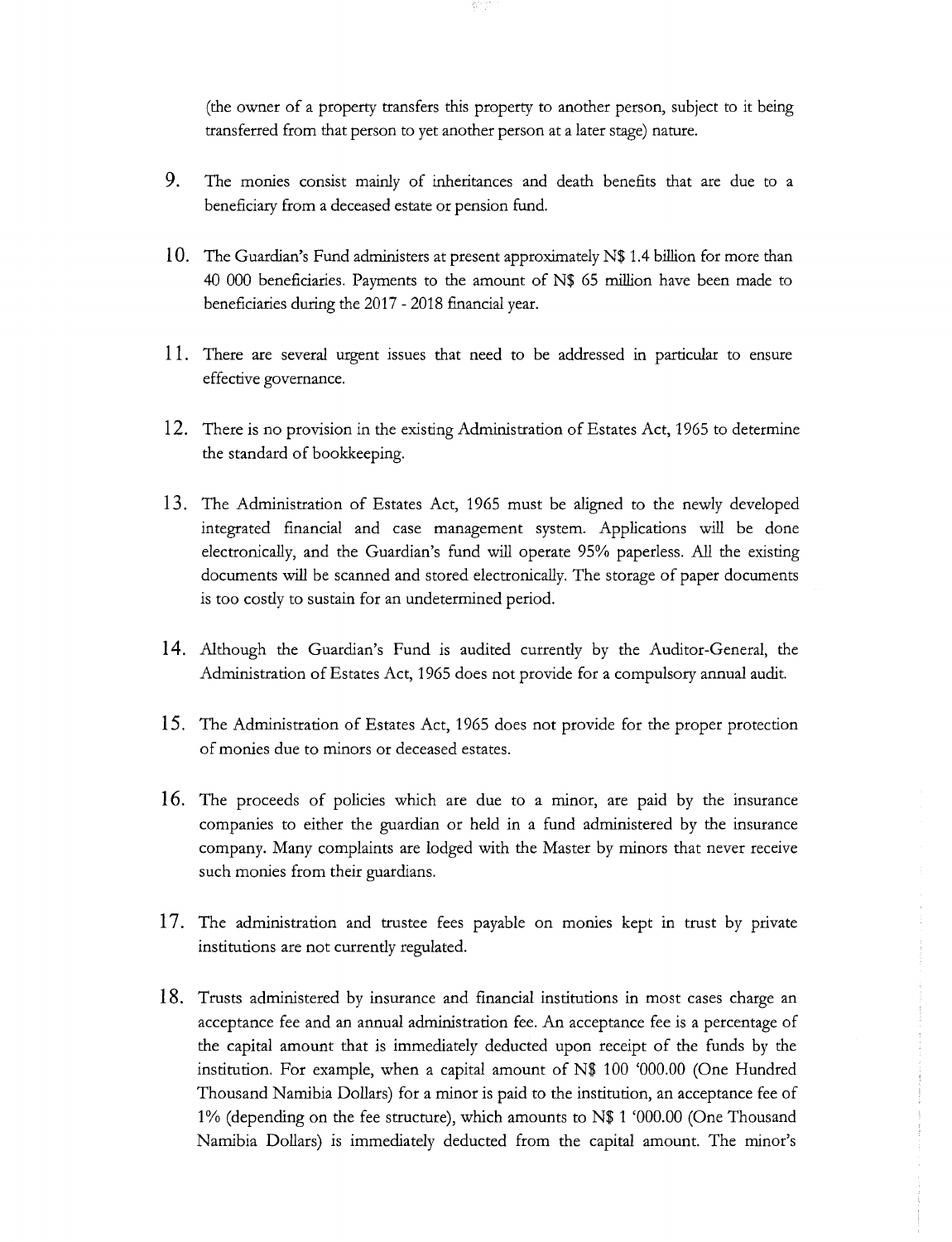(the owner of a property transfers this property to another person, subject to it being transferred from that person to yet another person at a later stage) nature.

9. The monies consist mainly of inheritances and death benefits that are due to a beneficiary from a deceased estate or pension fund.

10. The Guardian's Fund administers at present approximately N$ 1.4 billion for more than 40 000 beneficiaries. Payments to the amount of N$ 65 million have been made to beneficiaries during the 2017 - 2018 financial year.

11. There are several urgent issues that need to be addressed in particular to ensure effective governance.

12. There is no provision in the existing Administration of Estates Act, 1965 to determine the standard of bookkeeping.

13. The Administration of Estates Act, 1965 must be aligned to the newly developed integrated financial and case management system. Applications will be done electronically, and the Guardian's fund will operate 95% paperless. All the existing documents will be scanned and stored electronically. The storage of paper documents is too costly to sustain for an undetermined period.

14. Although the Guardian's Fund is audited currently by the Auditor-General, the Administration of Estates Act, 1965 does not provide for a compulsory annual audit.

15. The Administration of Estates Act, 1965 does not provide for the proper protection of monies due to minors or deceased estates.

16. The proceeds of policies which are due to a minor, are paid by the insurance companies to either the guardian or held in a fund administered by the insurance company. Many complaints are lodged with the Master by minors that never receive such monies from their guardians.

17. The administration and trustee fees payable on monies kept in trust by private institutions are not currently regulated.

18. Trusts administered by insurance and financial institutions in most cases charge an acceptance fee and an annual administration fee. An acceptance fee is a percentage of the capital amount that is immediately deducted upon receipt of the funds by the institution. For example, when a capital amount of N$ 100 '000.00 (One Hundred Thousand Namibia Dollars) for a minor is paid to the institution, an acceptance fee of 1% (depending on the fee structure), which amounts to N$ 1 '000.00 (One Thousand Namibia Dollars) is immediately deducted from the capital amount. The minor's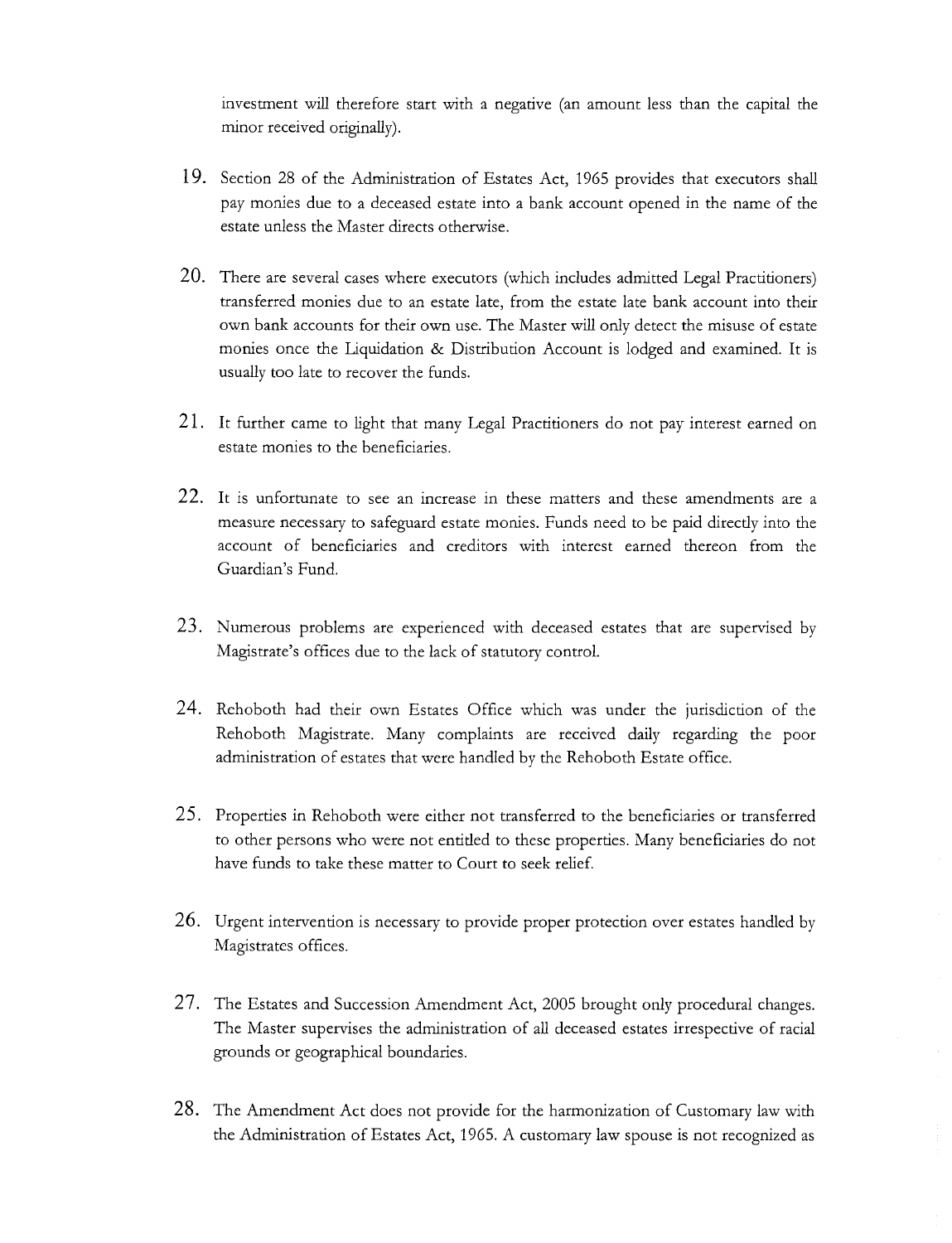investment will therefore start with a negative (an amount less than the capital the minor received originally).

19. Section 28 of the Administration of Estates Act, 1965 provides that executors shall pay monies due to a deceased estate into a bank account opened in the name of the estate unless the Master directs otherwise.

20. There are several cases where executors (which includes admitted Legal Practitioners) transferred monies due to an estate late, from the estate late bank account into their own bank accounts for their own use. The Master will only detect the misuse of estate monies once the Liquidation & Distribution Account is lodged and examined. It is usually too late to recover the funds.

21. It further came to light that many Legal Practitioners do not pay interest earned on estate monies to the beneficiaries.

22. It is unfortunate to see an increase in these matters and these amendments are a measure necessary to safeguard estate monies. Funds need to be paid directly into the account of beneficiaries and creditors with interest earned thereon from the Guardian's Fund.

23. Numerous problems are experienced with deceased estates that are supervised by Magistrate's offices due to the lack of statutory control.

24. Rehoboth had their own Estates Office which was under the jurisdiction of the Rehoboth Magistrate. Many complaints are received daily regarding the poor administration of estates that were handled by the Rehoboth Estate office.

25. Properties in Rehoboth were either not transferred to the beneficiaries or transferred to other persons who were not entitled to these properties. Many beneficiaries do not have funds to take these matter to Court to seek relief.

26. Urgent intervention is necessary to provide proper protection over estates handled by Magistrates offices.

27. The Estates and Succession Amendment Act, 2005 brought only procedural changes. The Master supervises the administration of all deceased estates irrespective of racial grounds or geographical boundaries.

28. The Amendment Act does not provide for the harmonization of Customary law with the Administration of Estates Act, 1965. A customary law spouse is not recognized as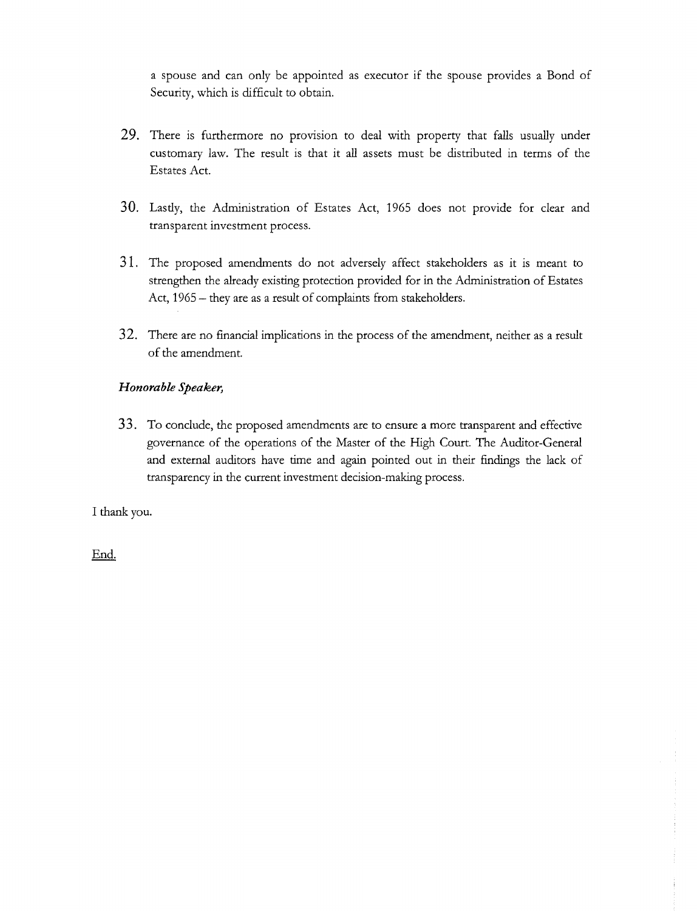a spouse and can only be appointed as executor if the spouse provides a Bond of Security, which is difficult to obtain.

29. There is furthermore no provision to deal with property that falls usually under customary law. The result is that it all assets must be distributed in terms of the Estates Act.

30. Lastly, the Administration of Estates Act, 1965 does not provide for clear and transparent investment process.

31. The proposed amendments do not adversely affect stakeholders as it is meant to strengthen the already existing protection provided for in the Administration of Estates Act, 1965 – they are as a result of complaints from stakeholders.

32. There are no financial implications in the process of the amendment, neither as a result of the amendment.

***Honorable Speaker,***

33. To conclude, the proposed amendments are to ensure a more transparent and effective governance of the operations of the Master of the High Court. The Auditor-General and external auditors have time and again pointed out in their findings the lack of transparency in the current investment decision-making process.

I thank you.

End.